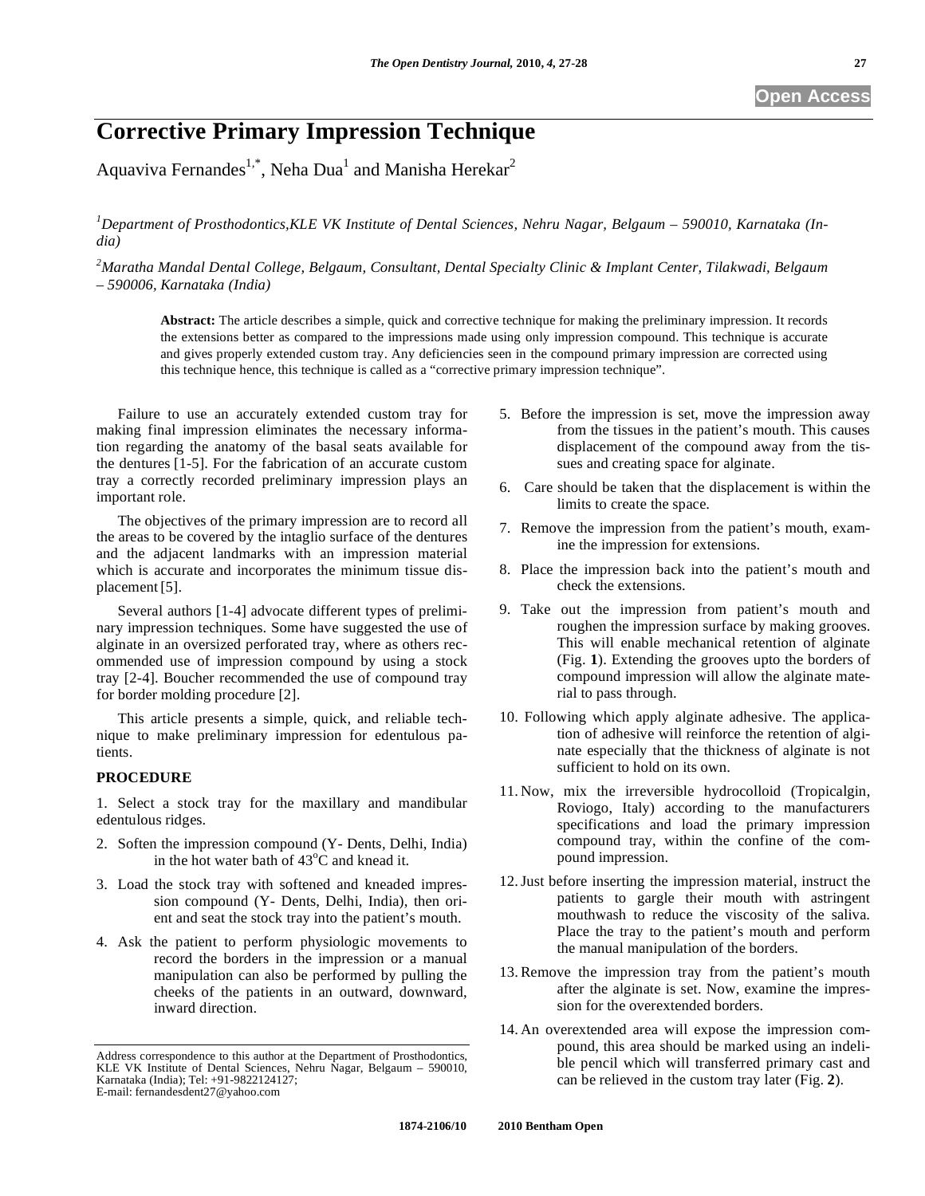# Corrective Primary Impression Technique

Aquaviva Fernandes[1,*], Neha Dua[1] and Manisha Herekar[2]

[1]*Department of Prosthodontics,KLE VK Institute of Dental Sciences, Nehru Nagar, Belgaum – 590010, Karnataka (India)*

[2]*Maratha Mandal Dental College, Belgaum, Consultant, Dental Specialty Clinic & Implant Center, Tilakwadi, Belgaum – 590006, Karnataka (India)*

**Abstract:** The article describes a simple, quick and corrective technique for making the preliminary impression. It records the extensions better as compared to the impressions made using only impression compound. This technique is accurate and gives properly extended custom tray. Any deficiencies seen in the compound primary impression are corrected using this technique hence, this technique is called as a "corrective primary impression technique".

Failure to use an accurately extended custom tray for making final impression eliminates the necessary information regarding the anatomy of the basal seats available for the dentures [1-5]. For the fabrication of an accurate custom tray a correctly recorded preliminary impression plays an important role.

The objectives of the primary impression are to record all the areas to be covered by the intaglio surface of the dentures and the adjacent landmarks with an impression material which is accurate and incorporates the minimum tissue displacement [5].

Several authors [1-4] advocate different types of preliminary impression techniques. Some have suggested the use of alginate in an oversized perforated tray, where as others recommended use of impression compound by using a stock tray [2-4]. Boucher recommended the use of compound tray for border molding procedure [2].

This article presents a simple, quick, and reliable technique to make preliminary impression for edentulous patients.

## PROCEDURE

1. Select a stock tray for the maxillary and mandibular edentulous ridges.
2. Soften the impression compound (Y- Dents, Delhi, India) in the hot water bath of 43°C and knead it.
3. Load the stock tray with softened and kneaded impression compound (Y- Dents, Delhi, India), then orient and seat the stock tray into the patient's mouth.
4. Ask the patient to perform physiologic movements to record the borders in the impression or a manual manipulation can also be performed by pulling the cheeks of the patients in an outward, downward, inward direction.
5. Before the impression is set, move the impression away from the tissues in the patient's mouth. This causes displacement of the compound away from the tissues and creating space for alginate.
6. Care should be taken that the displacement is within the limits to create the space.
7. Remove the impression from the patient's mouth, examine the impression for extensions.
8. Place the impression back into the patient's mouth and check the extensions.
9. Take out the impression from patient's mouth and roughen the impression surface by making grooves. This will enable mechanical retention of alginate (Fig. **1**). Extending the grooves upto the borders of compound impression will allow the alginate material to pass through.
10. Following which apply alginate adhesive. The application of adhesive will reinforce the retention of alginate especially that the thickness of alginate is not sufficient to hold on its own.
11. Now, mix the irreversible hydrocolloid (Tropicalgin, Roviogo, Italy) according to the manufacturers specifications and load the primary impression compound tray, within the confine of the compound impression.
12. Just before inserting the impression material, instruct the patients to gargle their mouth with astringent mouthwash to reduce the viscosity of the saliva. Place the tray to the patient's mouth and perform the manual manipulation of the borders.
13. Remove the impression tray from the patient's mouth after the alginate is set. Now, examine the impression for the overextended borders.
14. An overextended area will expose the impression compound, this area should be marked using an indelible pencil which will transferred primary cast and can be relieved in the custom tray later (Fig. **2**).

Address correspondence to this author at the Department of Prosthodontics, KLE VK Institute of Dental Sciences, Nehru Nagar, Belgaum – 590010, Karnataka (India); Tel: +91-9822124127;
E-mail: fernandesdent27@yahoo.com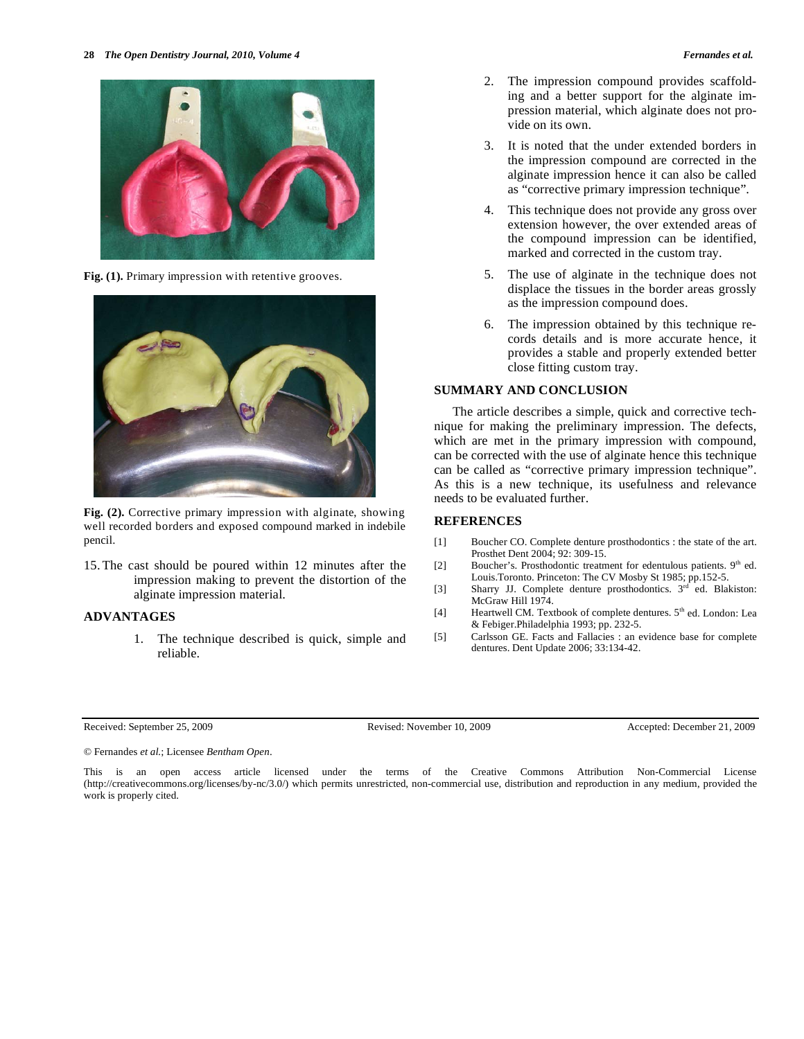Fig. (1). Primary impression with retentive grooves.

Fig. (2). Corrective primary impression with alginate, showing well recorded borders and exposed compound marked in indebile pencil.

15. The cast should be poured within 12 minutes after the impression making to prevent the distortion of the alginate impression material.

## ADVANTAGES

1. The technique described is quick, simple and reliable.
2. The impression compound provides scaffolding and a better support for the alginate impression material, which alginate does not provide on its own.
3. It is noted that the under extended borders in the impression compound are corrected in the alginate impression hence it can also be called as "corrective primary impression technique".
4. This technique does not provide any gross over extension however, the over extended areas of the compound impression can be identified, marked and corrected in the custom tray.
5. The use of alginate in the technique does not displace the tissues in the border areas grossly as the impression compound does.
6. The impression obtained by this technique records details and is more accurate hence, it provides a stable and properly extended better close fitting custom tray.

## SUMMARY AND CONCLUSION

The article describes a simple, quick and corrective technique for making the preliminary impression. The defects, which are met in the primary impression with compound, can be corrected with the use of alginate hence this technique can be called as "corrective primary impression technique". As this is a new technique, its usefulness and relevance needs to be evaluated further.

## REFERENCES

[1] Boucher CO. Complete denture prosthodontics : the state of the art. Prosthet Dent 2004; 92: 309-15.

[2] Boucher's. Prosthodontic treatment for edentulous patients. 9th ed. Louis.Toronto. Princeton: The CV Mosby St 1985; pp.152-5.

[3] Sharry JJ. Complete denture prosthodontics. 3rd ed. Blakiston: McGraw Hill 1974.

[4] Heartwell CM. Textbook of complete dentures. 5th ed. London: Lea & Febiger.Philadelphia 1993; pp. 232-5.

[5] Carlsson GE. Facts and Fallacies : an evidence base for complete dentures. Dent Update 2006; 33:134-42.

Received: September 25, 2009 Revised: November 10, 2009 Accepted: December 21, 2009

© Fernandes *et al.*; Licensee *Bentham Open*.

This is an open access article licensed under the terms of the Creative Commons Attribution Non-Commercial License (http://creativecommons.org/licenses/by-nc/3.0/) which permits unrestricted, non-commercial use, distribution and reproduction in any medium, provided the work is properly cited.